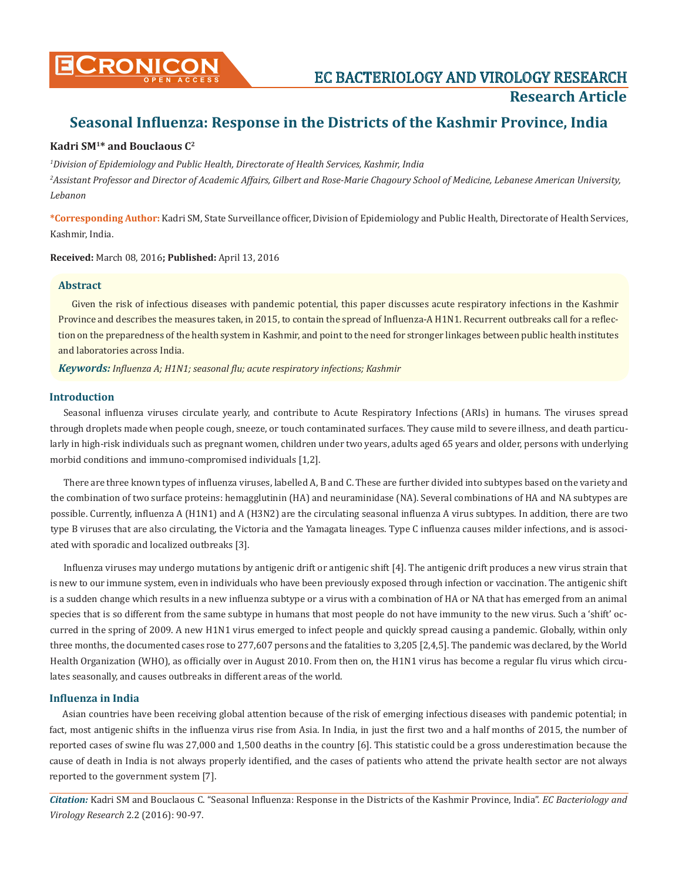# Seasonal Influenza: Response in the Districts of the Kashmir Province, India

**Kadri SM[1]* and Bouclaous C[2]**

*[1]Division of Epidemiology and Public Health, Directorate of Health Services, Kashmir, India*

*[2]Assistant Professor and Director of Academic Affairs, Gilbert and Rose-Marie Chagoury School of Medicine, Lebanese American University, Lebanon*

**\*Corresponding Author:** Kadri SM, State Surveillance officer, Division of Epidemiology and Public Health, Directorate of Health Services, Kashmir, India.

**Received:** March 08, 2016**; Published:** April 13, 2016

### Abstract

Given the risk of infectious diseases with pandemic potential, this paper discusses acute respiratory infections in the Kashmir Province and describes the measures taken, in 2015, to contain the spread of Influenza-A H1N1. Recurrent outbreaks call for a reflection on the preparedness of the health system in Kashmir, and point to the need for stronger linkages between public health institutes and laboratories across India.

***Keywords:*** *Influenza A; H1N1; seasonal flu; acute respiratory infections; Kashmir*

## Introduction

Seasonal influenza viruses circulate yearly, and contribute to Acute Respiratory Infections (ARIs) in humans. The viruses spread through droplets made when people cough, sneeze, or touch contaminated surfaces. They cause mild to severe illness, and death particularly in high-risk individuals such as pregnant women, children under two years, adults aged 65 years and older, persons with underlying morbid conditions and immuno-compromised individuals [1,2].

There are three known types of influenza viruses, labelled A, B and C. These are further divided into subtypes based on the variety and the combination of two surface proteins: hemagglutinin (HA) and neuraminidase (NA). Several combinations of HA and NA subtypes are possible. Currently, influenza A (H1N1) and A (H3N2) are the circulating seasonal influenza A virus subtypes. In addition, there are two type B viruses that are also circulating, the Victoria and the Yamagata lineages. Type C influenza causes milder infections, and is associated with sporadic and localized outbreaks [3].

Influenza viruses may undergo mutations by antigenic drift or antigenic shift [4]. The antigenic drift produces a new virus strain that is new to our immune system, even in individuals who have been previously exposed through infection or vaccination. The antigenic shift is a sudden change which results in a new influenza subtype or a virus with a combination of HA or NA that has emerged from an animal species that is so different from the same subtype in humans that most people do not have immunity to the new virus. Such a 'shift' occurred in the spring of 2009. A new H1N1 virus emerged to infect people and quickly spread causing a pandemic. Globally, within only three months, the documented cases rose to 277,607 persons and the fatalities to 3,205 [2,4,5]. The pandemic was declared, by the World Health Organization (WHO), as officially over in August 2010. From then on, the H1N1 virus has become a regular flu virus which circulates seasonally, and causes outbreaks in different areas of the world.

## Influenza in India

Asian countries have been receiving global attention because of the risk of emerging infectious diseases with pandemic potential; in fact, most antigenic shifts in the influenza virus rise from Asia. In India, in just the first two and a half months of 2015, the number of reported cases of swine flu was 27,000 and 1,500 deaths in the country [6]. This statistic could be a gross underestimation because the cause of death in India is not always properly identified, and the cases of patients who attend the private health sector are not always reported to the government system [7].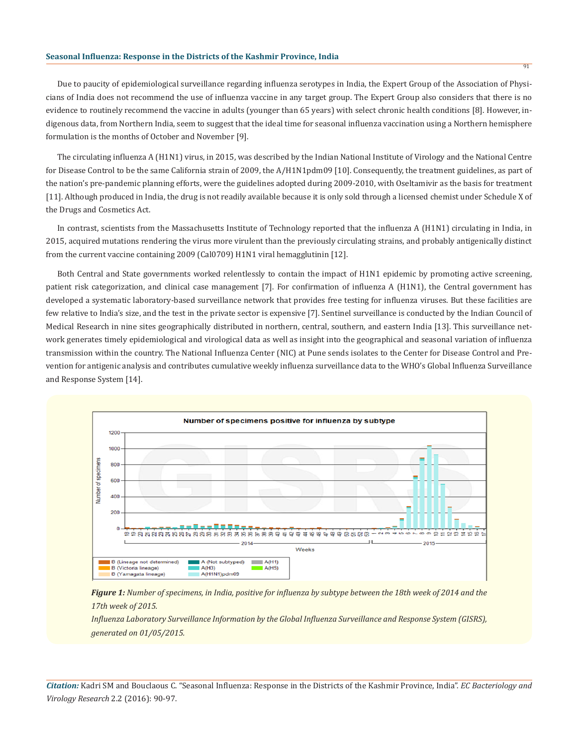Due to paucity of epidemiological surveillance regarding influenza serotypes in India, the Expert Group of the Association of Physicians of India does not recommend the use of influenza vaccine in any target group. The Expert Group also considers that there is no evidence to routinely recommend the vaccine in adults (younger than 65 years) with select chronic health conditions [8]. However, indigenous data, from Northern India, seem to suggest that the ideal time for seasonal influenza vaccination using a Northern hemisphere formulation is the months of October and November [9].

The circulating influenza A (H1N1) virus, in 2015, was described by the Indian National Institute of Virology and the National Centre for Disease Control to be the same California strain of 2009, the A/H1N1pdm09 [10]. Consequently, the treatment guidelines, as part of the nation's pre-pandemic planning efforts, were the guidelines adopted during 2009-2010, with Oseltamivir as the basis for treatment [11]. Although produced in India, the drug is not readily available because it is only sold through a licensed chemist under Schedule X of the Drugs and Cosmetics Act.

In contrast, scientists from the Massachusetts Institute of Technology reported that the influenza A (H1N1) circulating in India, in 2015, acquired mutations rendering the virus more virulent than the previously circulating strains, and probably antigenically distinct from the current vaccine containing 2009 (Cal0709) H1N1 viral hemagglutinin [12].

Both Central and State governments worked relentlessly to contain the impact of H1N1 epidemic by promoting active screening, patient risk categorization, and clinical case management [7]. For confirmation of influenza A (H1N1), the Central government has developed a systematic laboratory-based surveillance network that provides free testing for influenza viruses. But these facilities are few relative to India's size, and the test in the private sector is expensive [7]. Sentinel surveillance is conducted by the Indian Council of Medical Research in nine sites geographically distributed in northern, central, southern, and eastern India [13]. This surveillance network generates timely epidemiological and virological data as well as insight into the geographical and seasonal variation of influenza transmission within the country. The National Influenza Center (NIC) at Pune sends isolates to the Center for Disease Control and Prevention for antigenic analysis and contributes cumulative weekly influenza surveillance data to the WHO's Global Influenza Surveillance and Response System [14].

***Figure 1:*** *Number of specimens, in India, positive for influenza by subtype between the 18th week of 2014 and the 17th week of 2015.*
*Influenza Laboratory Surveillance Information by the Global Influenza Surveillance and Response System (GISRS), generated on 01/05/2015.*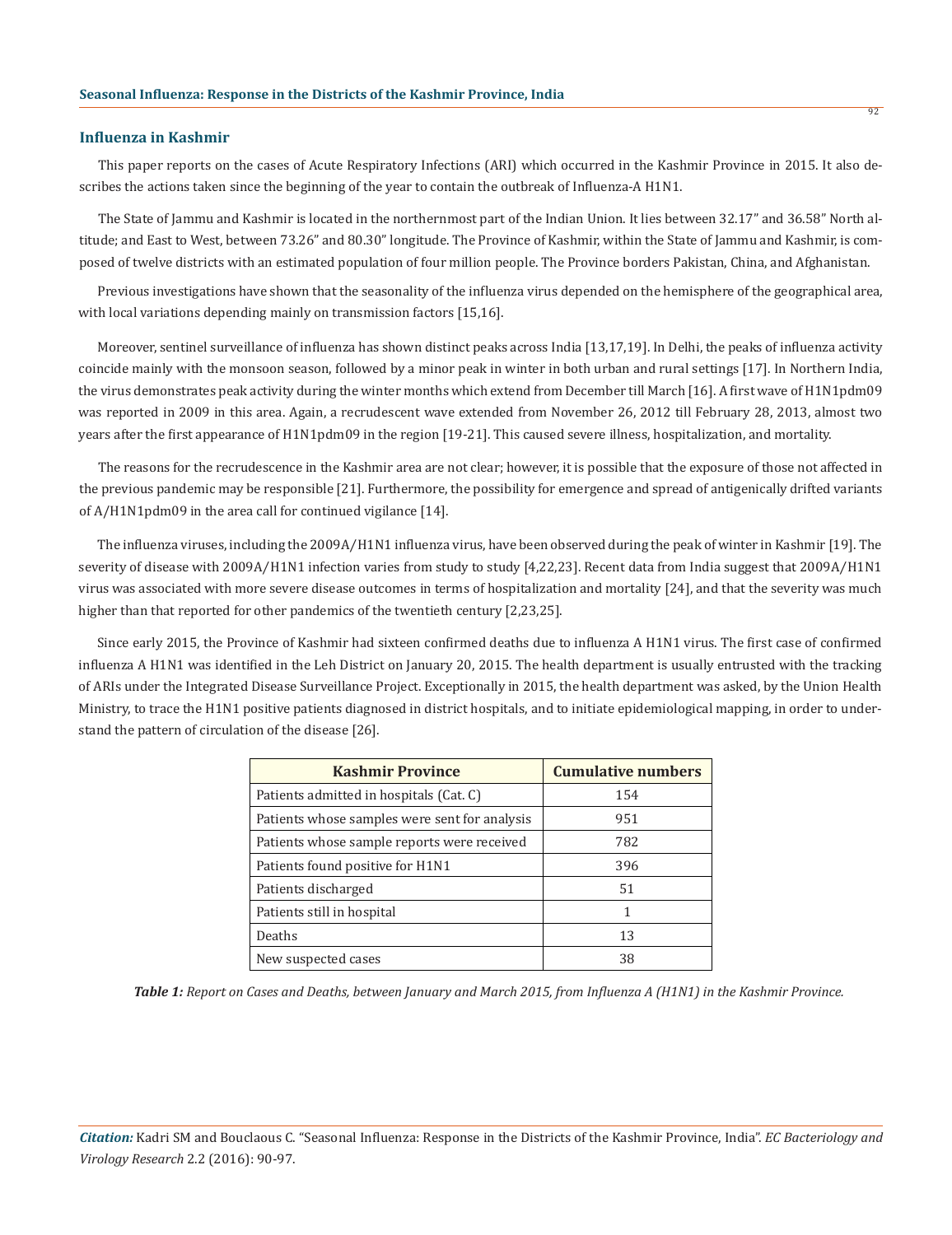## Influenza in Kashmir

This paper reports on the cases of Acute Respiratory Infections (ARI) which occurred in the Kashmir Province in 2015. It also describes the actions taken since the beginning of the year to contain the outbreak of Influenza-A H1N1.

The State of Jammu and Kashmir is located in the northernmost part of the Indian Union. It lies between 32.17" and 36.58" North altitude; and East to West, between 73.26" and 80.30" longitude. The Province of Kashmir, within the State of Jammu and Kashmir, is composed of twelve districts with an estimated population of four million people. The Province borders Pakistan, China, and Afghanistan.

Previous investigations have shown that the seasonality of the influenza virus depended on the hemisphere of the geographical area, with local variations depending mainly on transmission factors [15,16].

Moreover, sentinel surveillance of influenza has shown distinct peaks across India [13,17,19]. In Delhi, the peaks of influenza activity coincide mainly with the monsoon season, followed by a minor peak in winter in both urban and rural settings [17]. In Northern India, the virus demonstrates peak activity during the winter months which extend from December till March [16]. A first wave of H1N1pdm09 was reported in 2009 in this area. Again, a recrudescent wave extended from November 26, 2012 till February 28, 2013, almost two years after the first appearance of H1N1pdm09 in the region [19-21]. This caused severe illness, hospitalization, and mortality.

The reasons for the recrudescence in the Kashmir area are not clear; however, it is possible that the exposure of those not affected in the previous pandemic may be responsible [21]. Furthermore, the possibility for emergence and spread of antigenically drifted variants of A/H1N1pdm09 in the area call for continued vigilance [14].

The influenza viruses, including the 2009A/H1N1 influenza virus, have been observed during the peak of winter in Kashmir [19]. The severity of disease with 2009A/H1N1 infection varies from study to study [4,22,23]. Recent data from India suggest that 2009A/H1N1 virus was associated with more severe disease outcomes in terms of hospitalization and mortality [24], and that the severity was much higher than that reported for other pandemics of the twentieth century [2,23,25].

Since early 2015, the Province of Kashmir had sixteen confirmed deaths due to influenza A H1N1 virus. The first case of confirmed influenza A H1N1 was identified in the Leh District on January 20, 2015. The health department is usually entrusted with the tracking of ARIs under the Integrated Disease Surveillance Project. Exceptionally in 2015, the health department was asked, by the Union Health Ministry, to trace the H1N1 positive patients diagnosed in district hospitals, and to initiate epidemiological mapping, in order to understand the pattern of circulation of the disease [26].

| Kashmir Province | Cumulative numbers |
|---|---|
| Patients admitted in hospitals (Cat. C) | 154 |
| Patients whose samples were sent for analysis | 951 |
| Patients whose sample reports were received | 782 |
| Patients found positive for H1N1 | 396 |
| Patients discharged | 51 |
| Patients still in hospital | 1 |
| Deaths | 13 |
| New suspected cases | 38 |

***Table 1:*** *Report on Cases and Deaths, between January and March 2015, from Influenza A (H1N1) in the Kashmir Province.*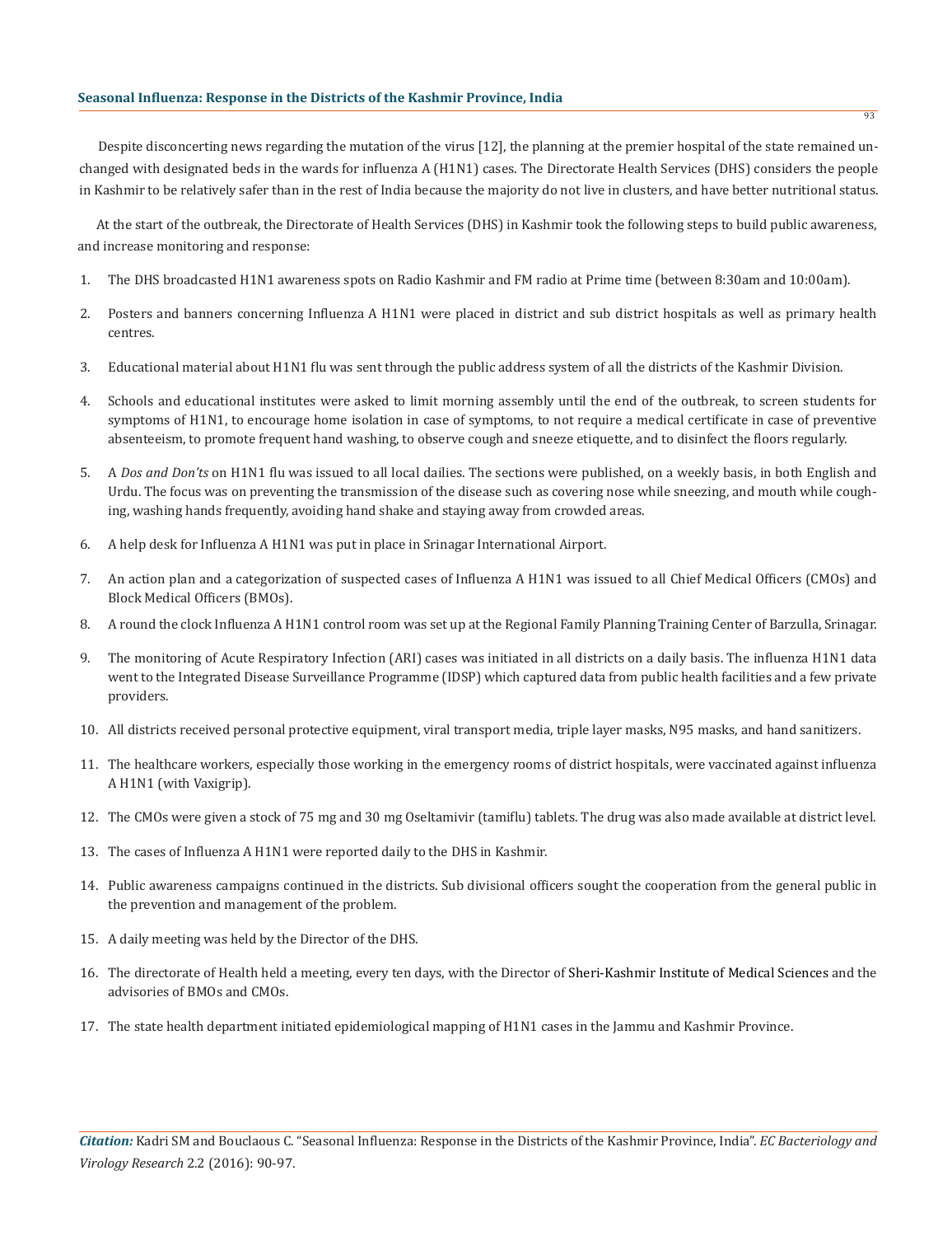Despite disconcerting news regarding the mutation of the virus [12], the planning at the premier hospital of the state remained unchanged with designated beds in the wards for influenza A (H1N1) cases. The Directorate Health Services (DHS) considers the people in Kashmir to be relatively safer than in the rest of India because the majority do not live in clusters, and have better nutritional status.

At the start of the outbreak, the Directorate of Health Services (DHS) in Kashmir took the following steps to build public awareness, and increase monitoring and response:

1. The DHS broadcasted H1N1 awareness spots on Radio Kashmir and FM radio at Prime time (between 8:30am and 10:00am).
2. Posters and banners concerning Influenza A H1N1 were placed in district and sub district hospitals as well as primary health centres.
3. Educational material about H1N1 flu was sent through the public address system of all the districts of the Kashmir Division.
4. Schools and educational institutes were asked to limit morning assembly until the end of the outbreak, to screen students for symptoms of H1N1, to encourage home isolation in case of symptoms, to not require a medical certificate in case of preventive absenteeism, to promote frequent hand washing, to observe cough and sneeze etiquette, and to disinfect the floors regularly.
5. A *Dos and Don'ts* on H1N1 flu was issued to all local dailies. The sections were published, on a weekly basis, in both English and Urdu. The focus was on preventing the transmission of the disease such as covering nose while sneezing, and mouth while coughing, washing hands frequently, avoiding hand shake and staying away from crowded areas.
6. A help desk for Influenza A H1N1 was put in place in Srinagar International Airport.
7. An action plan and a categorization of suspected cases of Influenza A H1N1 was issued to all Chief Medical Officers (CMOs) and Block Medical Officers (BMOs).
8. A round the clock Influenza A H1N1 control room was set up at the Regional Family Planning Training Center of Barzulla, Srinagar.
9. The monitoring of Acute Respiratory Infection (ARI) cases was initiated in all districts on a daily basis. The influenza H1N1 data went to the Integrated Disease Surveillance Programme (IDSP) which captured data from public health facilities and a few private providers.
10. All districts received personal protective equipment, viral transport media, triple layer masks, N95 masks, and hand sanitizers.
11. The healthcare workers, especially those working in the emergency rooms of district hospitals, were vaccinated against influenza A H1N1 (with Vaxigrip).
12. The CMOs were given a stock of 75 mg and 30 mg Oseltamivir (tamiflu) tablets. The drug was also made available at district level.
13. The cases of Influenza A H1N1 were reported daily to the DHS in Kashmir.
14. Public awareness campaigns continued in the districts. Sub divisional officers sought the cooperation from the general public in the prevention and management of the problem.
15. A daily meeting was held by the Director of the DHS.
16. The directorate of Health held a meeting, every ten days, with the Director of Sheri-Kashmir Institute of Medical Sciences and the advisories of BMOs and CMOs.
17. The state health department initiated epidemiological mapping of H1N1 cases in the Jammu and Kashmir Province.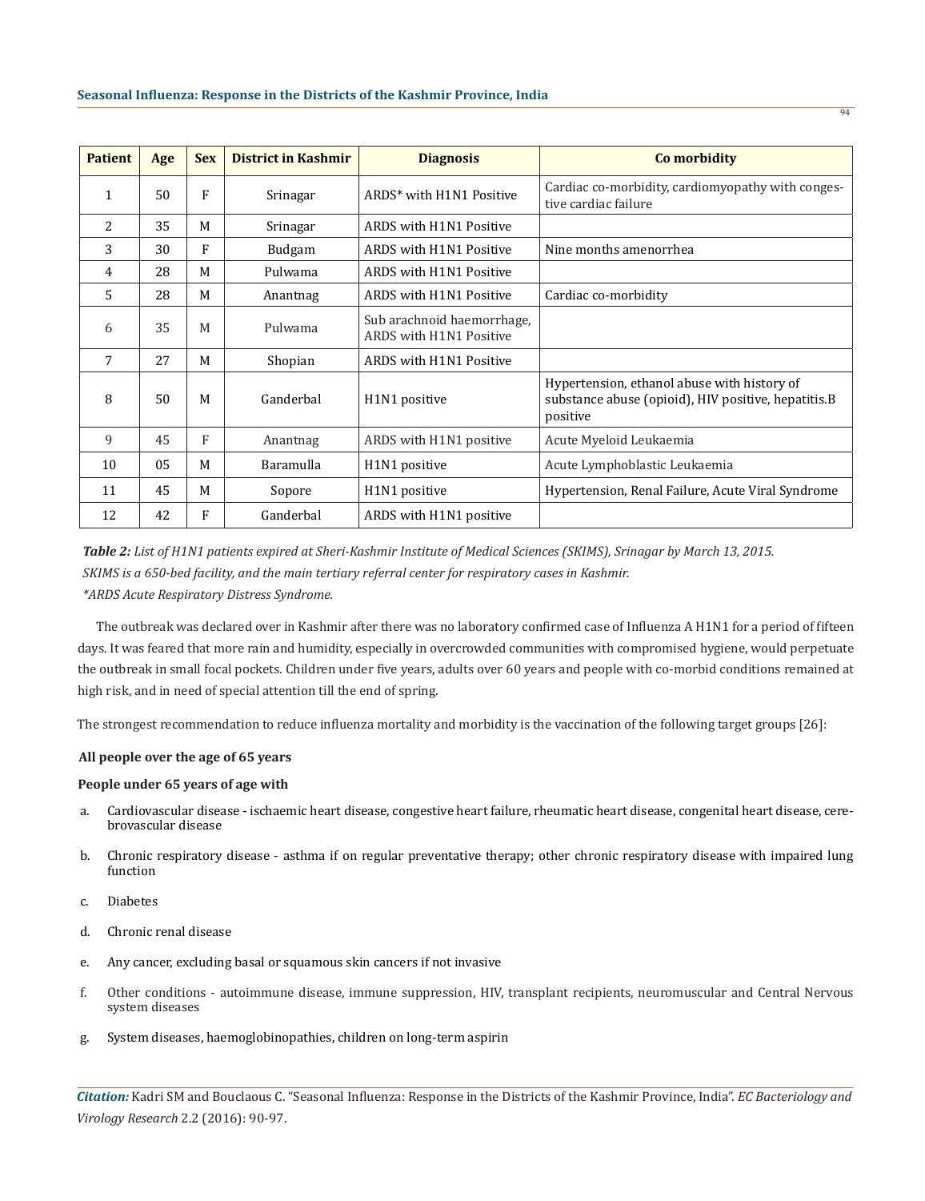| Patient | Age | Sex | District in Kashmir | Diagnosis | Co morbidity |
|---|---|---|---|---|---|
| 1 | 50 | F | Srinagar | ARDS* with H1N1 Positive | Cardiac co-morbidity, cardiomyopathy with congestive cardiac failure |
| 2 | 35 | M | Srinagar | ARDS with H1N1 Positive | |
| 3 | 30 | F | Budgam | ARDS with H1N1 Positive | Nine months amenorrhea |
| 4 | 28 | M | Pulwama | ARDS with H1N1 Positive | |
| 5 | 28 | M | Anantnag | ARDS with H1N1 Positive | Cardiac co-morbidity |
| 6 | 35 | M | Pulwama | Sub arachnoid haemorrhage, ARDS with H1N1 Positive | |
| 7 | 27 | M | Shopian | ARDS with H1N1 Positive | |
| 8 | 50 | M | Ganderbal | H1N1 positive | Hypertension, ethanol abuse with history of substance abuse (opioid), HIV positive, hepatitis.B positive |
| 9 | 45 | F | Anantnag | ARDS with H1N1 positive | Acute Myeloid Leukaemia |
| 10 | 05 | M | Baramulla | H1N1 positive | Acute Lymphoblastic Leukaemia |
| 11 | 45 | M | Sopore | H1N1 positive | Hypertension, Renal Failure, Acute Viral Syndrome |
| 12 | 42 | F | Ganderbal | ARDS with H1N1 positive | |

***Table 2:*** *List of H1N1 patients expired at Sheri-Kashmir Institute of Medical Sciences (SKIMS), Srinagar by March 13, 2015.*
*SKIMS is a 650-bed facility, and the main tertiary referral center for respiratory cases in Kashmir.*
*\*ARDS Acute Respiratory Distress Syndrome.*

The outbreak was declared over in Kashmir after there was no laboratory confirmed case of Influenza A H1N1 for a period of fifteen days. It was feared that more rain and humidity, especially in overcrowded communities with compromised hygiene, would perpetuate the outbreak in small focal pockets. Children under five years, adults over 60 years and people with co-morbid conditions remained at high risk, and in need of special attention till the end of spring.

The strongest recommendation to reduce influenza mortality and morbidity is the vaccination of the following target groups [26]:

**All people over the age of 65 years**

**People under 65 years of age with**

a. Cardiovascular disease - ischaemic heart disease, congestive heart failure, rheumatic heart disease, congenital heart disease, cerebrovascular disease

b. Chronic respiratory disease - asthma if on regular preventative therapy; other chronic respiratory disease with impaired lung function

c. Diabetes

d. Chronic renal disease

e. Any cancer, excluding basal or squamous skin cancers if not invasive

f. Other conditions - autoimmune disease, immune suppression, HIV, transplant recipients, neuromuscular and Central Nervous system diseases

g. System diseases, haemoglobinopathies, children on long-term aspirin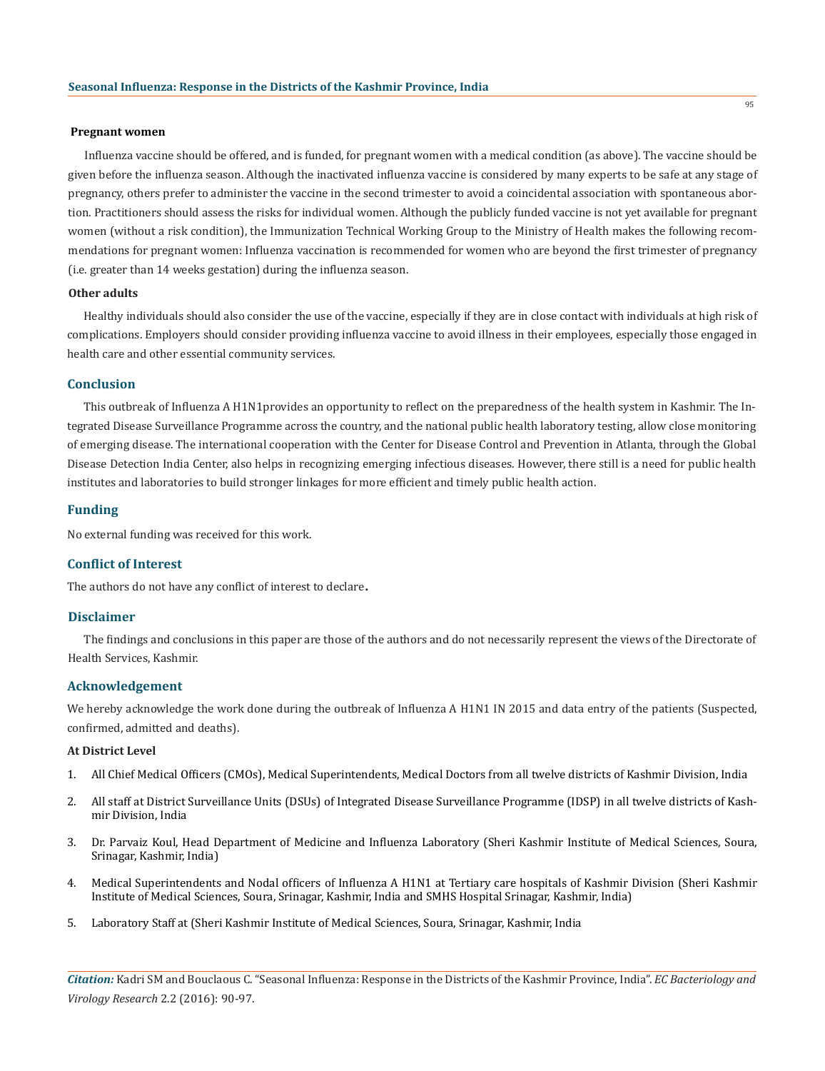### Pregnant women

Influenza vaccine should be offered, and is funded, for pregnant women with a medical condition (as above). The vaccine should be given before the influenza season. Although the inactivated influenza vaccine is considered by many experts to be safe at any stage of pregnancy, others prefer to administer the vaccine in the second trimester to avoid a coincidental association with spontaneous abortion. Practitioners should assess the risks for individual women. Although the publicly funded vaccine is not yet available for pregnant women (without a risk condition), the Immunization Technical Working Group to the Ministry of Health makes the following recommendations for pregnant women: Influenza vaccination is recommended for women who are beyond the first trimester of pregnancy (i.e. greater than 14 weeks gestation) during the influenza season.

### Other adults

Healthy individuals should also consider the use of the vaccine, especially if they are in close contact with individuals at high risk of complications. Employers should consider providing influenza vaccine to avoid illness in their employees, especially those engaged in health care and other essential community services.

## Conclusion

This outbreak of Influenza A H1N1provides an opportunity to reflect on the preparedness of the health system in Kashmir. The Integrated Disease Surveillance Programme across the country, and the national public health laboratory testing, allow close monitoring of emerging disease. The international cooperation with the Center for Disease Control and Prevention in Atlanta, through the Global Disease Detection India Center, also helps in recognizing emerging infectious diseases. However, there still is a need for public health institutes and laboratories to build stronger linkages for more efficient and timely public health action.

## Funding

No external funding was received for this work.

## Conflict of Interest

The authors do not have any conflict of interest to declare**.**

## Disclaimer

The findings and conclusions in this paper are those of the authors and do not necessarily represent the views of the Directorate of Health Services, Kashmir.

## Acknowledgement

We hereby acknowledge the work done during the outbreak of Influenza A H1N1 IN 2015 and data entry of the patients (Suspected, confirmed, admitted and deaths).

### At District Level

1. All Chief Medical Officers (CMOs), Medical Superintendents, Medical Doctors from all twelve districts of Kashmir Division, India
2. All staff at District Surveillance Units (DSUs) of Integrated Disease Surveillance Programme (IDSP) in all twelve districts of Kashmir Division, India
3. Dr. Parvaiz Koul, Head Department of Medicine and Influenza Laboratory (Sheri Kashmir Institute of Medical Sciences, Soura, Srinagar, Kashmir, India)
4. Medical Superintendents and Nodal officers of Influenza A H1N1 at Tertiary care hospitals of Kashmir Division (Sheri Kashmir Institute of Medical Sciences, Soura, Srinagar, Kashmir, India and SMHS Hospital Srinagar, Kashmir, India)
5. Laboratory Staff at (Sheri Kashmir Institute of Medical Sciences, Soura, Srinagar, Kashmir, India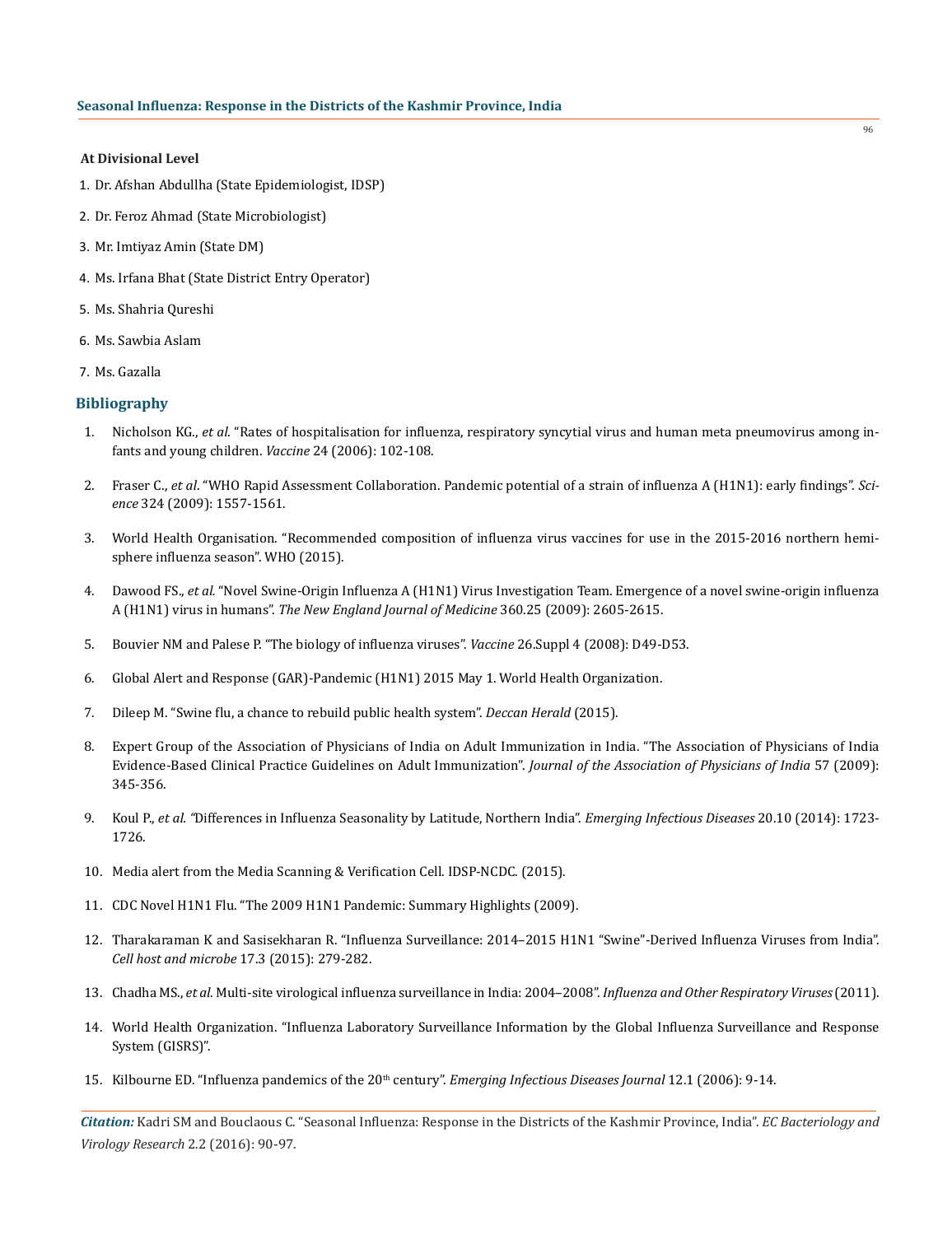**At Divisional Level**

1. Dr. Afshan Abdullha (State Epidemiologist, IDSP)
2. Dr. Feroz Ahmad (State Microbiologist)
3. Mr. Imtiyaz Amin (State DM)
4. Ms. Irfana Bhat (State District Entry Operator)
5. Ms. Shahria Qureshi
6. Ms. Sawbia Aslam
7. Ms. Gazalla

## Bibliography

1. Nicholson KG., *et al*. "Rates of hospitalisation for influenza, respiratory syncytial virus and human meta pneumovirus among infants and young children. *Vaccine* 24 (2006): 102-108.
2. Fraser C., *et al*. "WHO Rapid Assessment Collaboration. Pandemic potential of a strain of influenza A (H1N1): early findings". *Science* 324 (2009): 1557-1561.
3. World Health Organisation. "Recommended composition of influenza virus vaccines for use in the 2015-2016 northern hemisphere influenza season". WHO (2015).
4. Dawood FS., *et al.* "Novel Swine-Origin Influenza A (H1N1) Virus Investigation Team. Emergence of a novel swine-origin influenza A (H1N1) virus in humans". *The New England Journal of Medicine* 360.25 (2009): 2605-2615.
5. Bouvier NM and Palese P. "The biology of influenza viruses". *Vaccine* 26.Suppl 4 (2008): D49-D53.
6. Global Alert and Response (GAR)-Pandemic (H1N1) 2015 May 1. World Health Organization.
7. Dileep M. "Swine flu, a chance to rebuild public health system". *Deccan Herald* (2015).
8. Expert Group of the Association of Physicians of India on Adult Immunization in India. "The Association of Physicians of India Evidence-Based Clinical Practice Guidelines on Adult Immunization". *Journal of the Association of Physicians of India* 57 (2009): 345-356.
9. Koul P., *et al. "*Differences in Influenza Seasonality by Latitude, Northern India". *Emerging Infectious Diseases* 20.10 (2014): 1723-1726.
10. Media alert from the Media Scanning & Verification Cell. IDSP-NCDC. (2015).
11. CDC Novel H1N1 Flu. "The 2009 H1N1 Pandemic: Summary Highlights (2009).
12. Tharakaraman K and Sasisekharan R. "Influenza Surveillance: 2014–2015 H1N1 "Swine"-Derived Influenza Viruses from India". *Cell host and microbe* 17.3 (2015): 279-282.
13. Chadha MS., *et al*. Multi-site virological influenza surveillance in India: 2004–2008". *Influenza and Other Respiratory Viruses* (2011).
14. World Health Organization. "Influenza Laboratory Surveillance Information by the Global Influenza Surveillance and Response System (GISRS)".
15. Kilbourne ED. "Influenza pandemics of the 20th century". *Emerging Infectious Diseases Journal* 12.1 (2006): 9-14.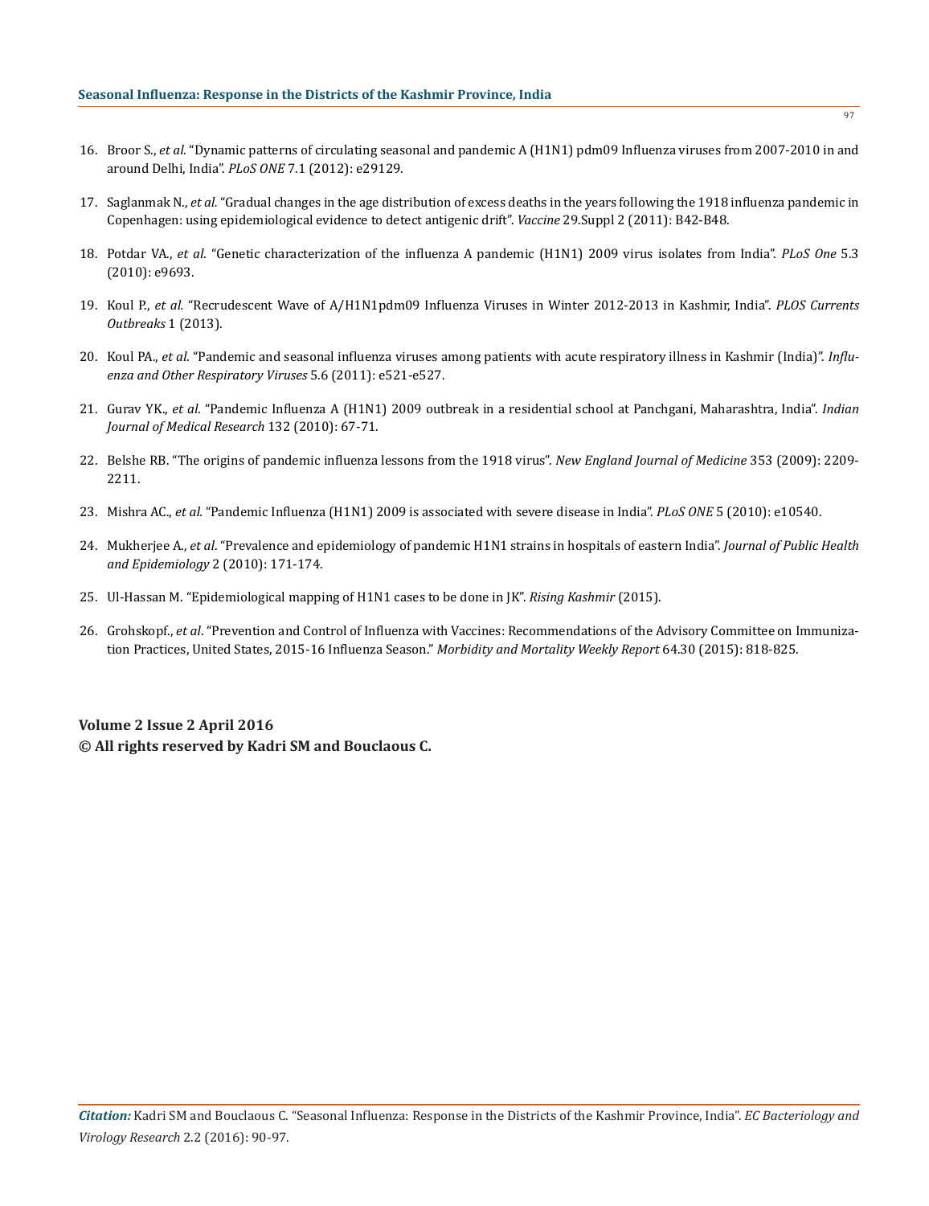16. Broor S., *et al*. "Dynamic patterns of circulating seasonal and pandemic A (H1N1) pdm09 Influenza viruses from 2007-2010 in and around Delhi, India". *PLoS ONE* 7.1 (2012): e29129.

17. Saglanmak N., *et al.* "Gradual changes in the age distribution of excess deaths in the years following the 1918 influenza pandemic in Copenhagen: using epidemiological evidence to detect antigenic drift". *Vaccine* 29.Suppl 2 (2011): B42-B48.

18. Potdar VA., *et al*. "Genetic characterization of the influenza A pandemic (H1N1) 2009 virus isolates from India". *PLoS One* 5.3 (2010): e9693.

19. Koul P., *et al.* "Recrudescent Wave of A/H1N1pdm09 Influenza Viruses in Winter 2012-2013 in Kashmir, India". *PLOS Currents Outbreaks* 1 (2013).

20. Koul PA., *et al*. "Pandemic and seasonal influenza viruses among patients with acute respiratory illness in Kashmir (India)". *Influenza and Other Respiratory Viruses* 5.6 (2011): e521-e527.

21. Gurav YK., *et al*. "Pandemic Influenza A (H1N1) 2009 outbreak in a residential school at Panchgani, Maharashtra, India". *Indian Journal of Medical Research* 132 (2010): 67-71.

22. Belshe RB. "The origins of pandemic influenza lessons from the 1918 virus". *New England Journal of Medicine* 353 (2009): 2209-2211.

23. Mishra AC., *et al.* "Pandemic Influenza (H1N1) 2009 is associated with severe disease in India". *PLoS ONE* 5 (2010): e10540.

24. Mukherjee A., *et al*. "Prevalence and epidemiology of pandemic H1N1 strains in hospitals of eastern India". *Journal of Public Health and Epidemiology* 2 (2010): 171-174.

25. Ul-Hassan M. "Epidemiological mapping of H1N1 cases to be done in JK". *Rising Kashmir* (2015).

26. Grohskopf., *et al*. "Prevention and Control of Influenza with Vaccines: Recommendations of the Advisory Committee on Immunization Practices, United States, 2015-16 Influenza Season." *Morbidity and Mortality Weekly Report* 64.30 (2015): 818-825.

**Volume 2 Issue 2 April 2016**
**© All rights reserved by Kadri SM and Bouclaous C.**